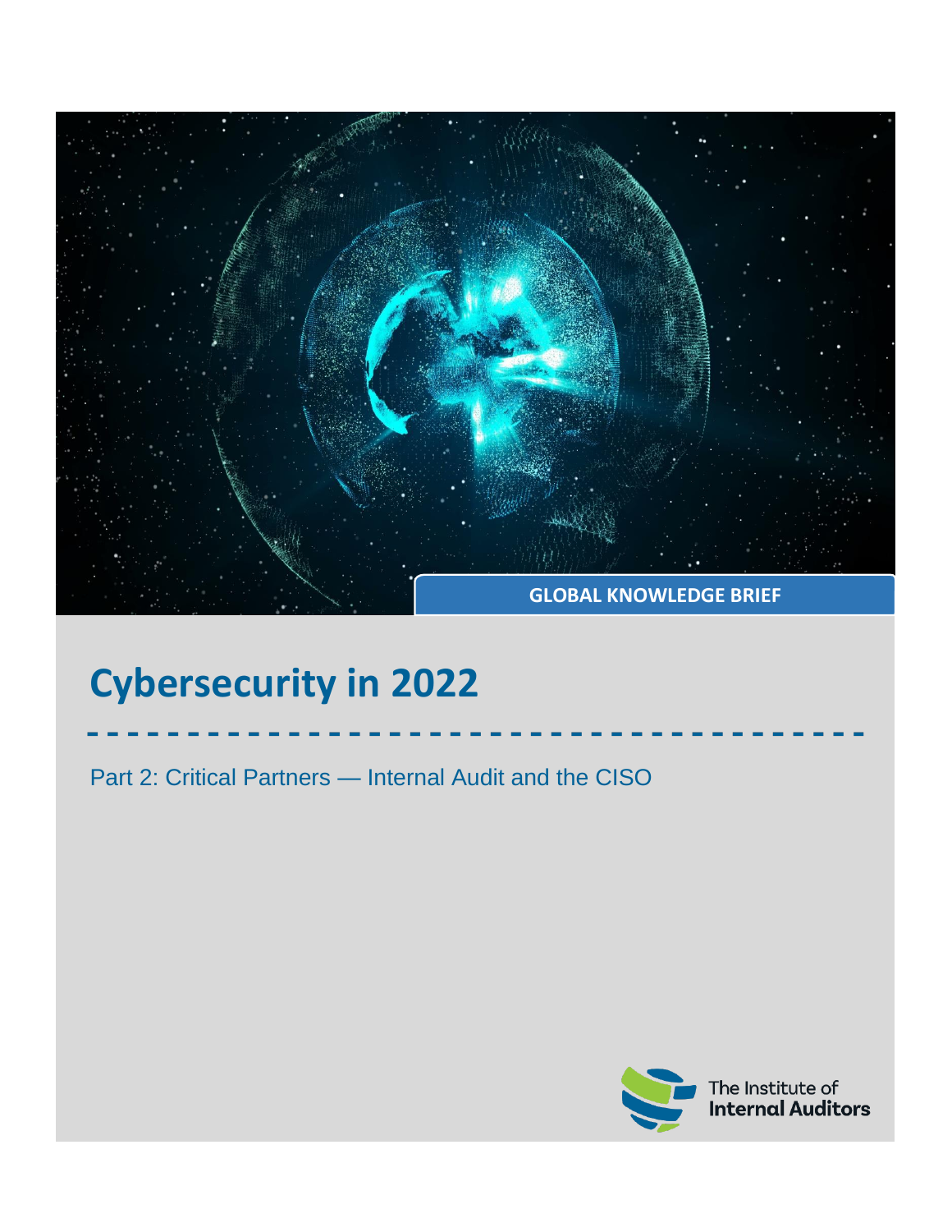GLOBAL KNOWLEDGE BRIEF

# Cybersecurity in 2022

Part 2: Critical Partners — Internal Audit and the CISO

The Institute of Internal Auditors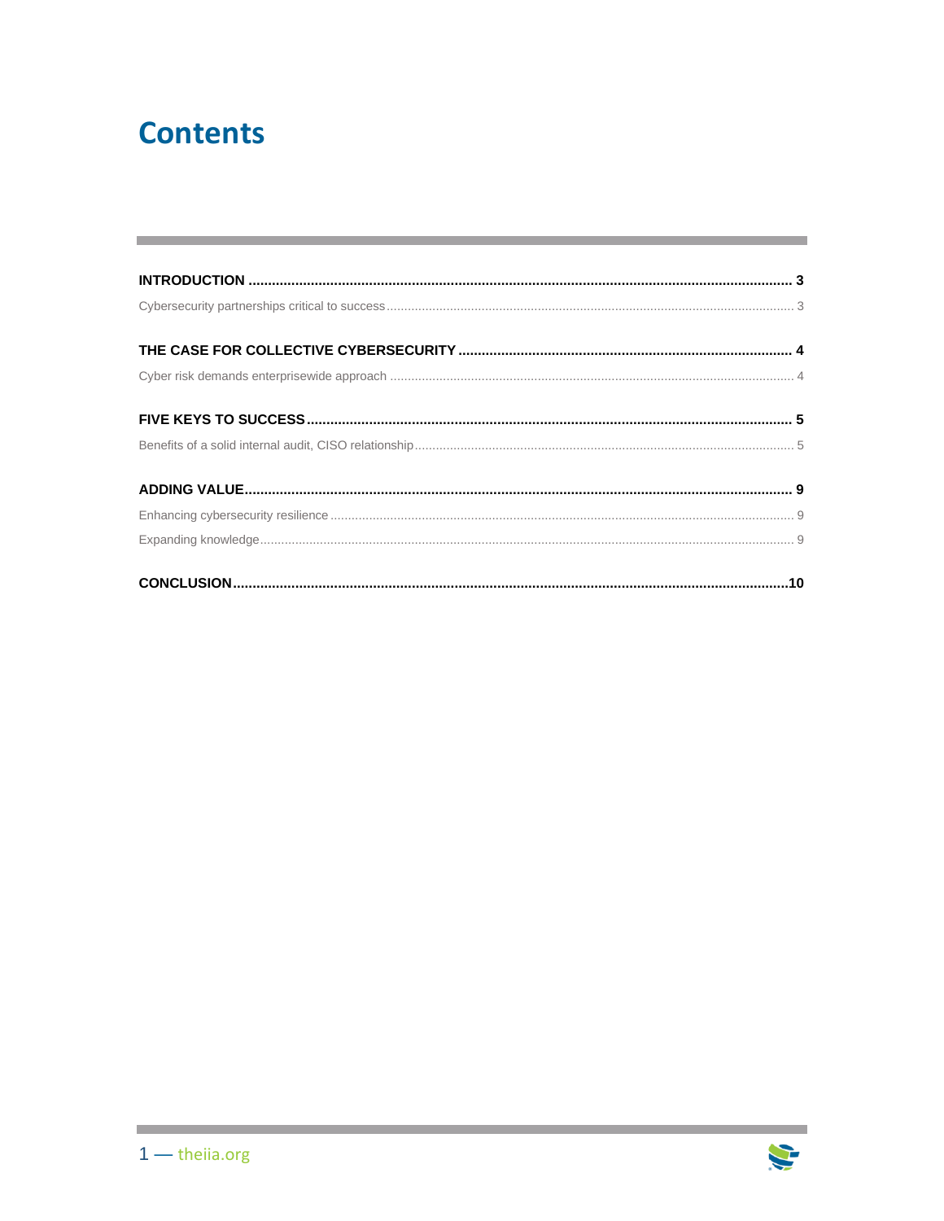# Contents

**INTRODUCTION** .......... **3**

Cybersecurity partnerships critical to success .......... 3

**THE CASE FOR COLLECTIVE CYBERSECURITY** .......... **4**

Cyber risk demands enterprisewide approach .......... 4

**FIVE KEYS TO SUCCESS** .......... **5**

Benefits of a solid internal audit, CISO relationship .......... 5

**ADDING VALUE** .......... **9**

Enhancing cybersecurity resilience .......... 9

Expanding knowledge .......... 9

**CONCLUSION** .......... **10**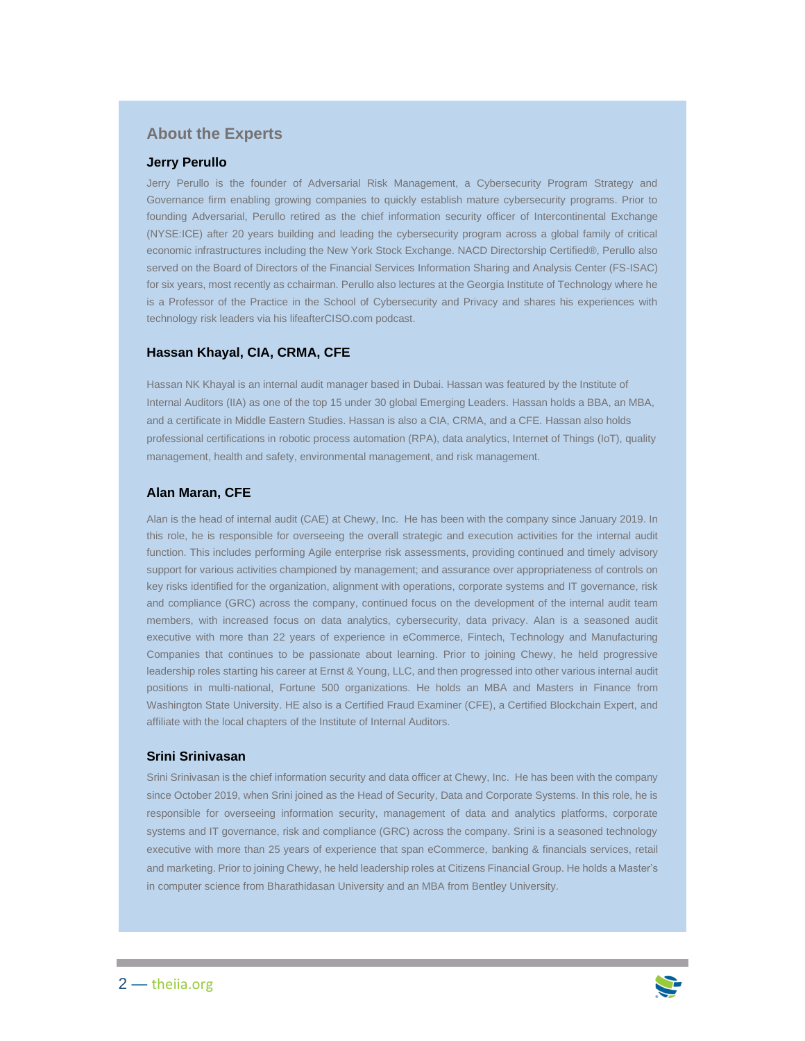## About the Experts

### Jerry Perullo

Jerry Perullo is the founder of Adversarial Risk Management, a Cybersecurity Program Strategy and Governance firm enabling growing companies to quickly establish mature cybersecurity programs. Prior to founding Adversarial, Perullo retired as the chief information security officer of Intercontinental Exchange (NYSE:ICE) after 20 years building and leading the cybersecurity program across a global family of critical economic infrastructures including the New York Stock Exchange. NACD Directorship Certified®, Perullo also served on the Board of Directors of the Financial Services Information Sharing and Analysis Center (FS-ISAC) for six years, most recently as cchairman. Perullo also lectures at the Georgia Institute of Technology where he is a Professor of the Practice in the School of Cybersecurity and Privacy and shares his experiences with technology risk leaders via his lifeafterCISO.com podcast.

### Hassan Khayal, CIA, CRMA, CFE

Hassan NK Khayal is an internal audit manager based in Dubai. Hassan was featured by the Institute of Internal Auditors (IIA) as one of the top 15 under 30 global Emerging Leaders. Hassan holds a BBA, an MBA, and a certificate in Middle Eastern Studies. Hassan is also a CIA, CRMA, and a CFE. Hassan also holds professional certifications in robotic process automation (RPA), data analytics, Internet of Things (IoT), quality management, health and safety, environmental management, and risk management.

### Alan Maran, CFE

Alan is the head of internal audit (CAE) at Chewy, Inc. He has been with the company since January 2019. In this role, he is responsible for overseeing the overall strategic and execution activities for the internal audit function. This includes performing Agile enterprise risk assessments, providing continued and timely advisory support for various activities championed by management; and assurance over appropriateness of controls on key risks identified for the organization, alignment with operations, corporate systems and IT governance, risk and compliance (GRC) across the company, continued focus on the development of the internal audit team members, with increased focus on data analytics, cybersecurity, data privacy. Alan is a seasoned audit executive with more than 22 years of experience in eCommerce, Fintech, Technology and Manufacturing Companies that continues to be passionate about learning. Prior to joining Chewy, he held progressive leadership roles starting his career at Ernst & Young, LLC, and then progressed into other various internal audit positions in multi-national, Fortune 500 organizations. He holds an MBA and Masters in Finance from Washington State University. HE also is a Certified Fraud Examiner (CFE), a Certified Blockchain Expert, and affiliate with the local chapters of the Institute of Internal Auditors.

### Srini Srinivasan

Srini Srinivasan is the chief information security and data officer at Chewy, Inc. He has been with the company since October 2019, when Srini joined as the Head of Security, Data and Corporate Systems. In this role, he is responsible for overseeing information security, management of data and analytics platforms, corporate systems and IT governance, risk and compliance (GRC) across the company. Srini is a seasoned technology executive with more than 25 years of experience that span eCommerce, banking & financials services, retail and marketing. Prior to joining Chewy, he held leadership roles at Citizens Financial Group. He holds a Master's in computer science from Bharathidasan University and an MBA from Bentley University.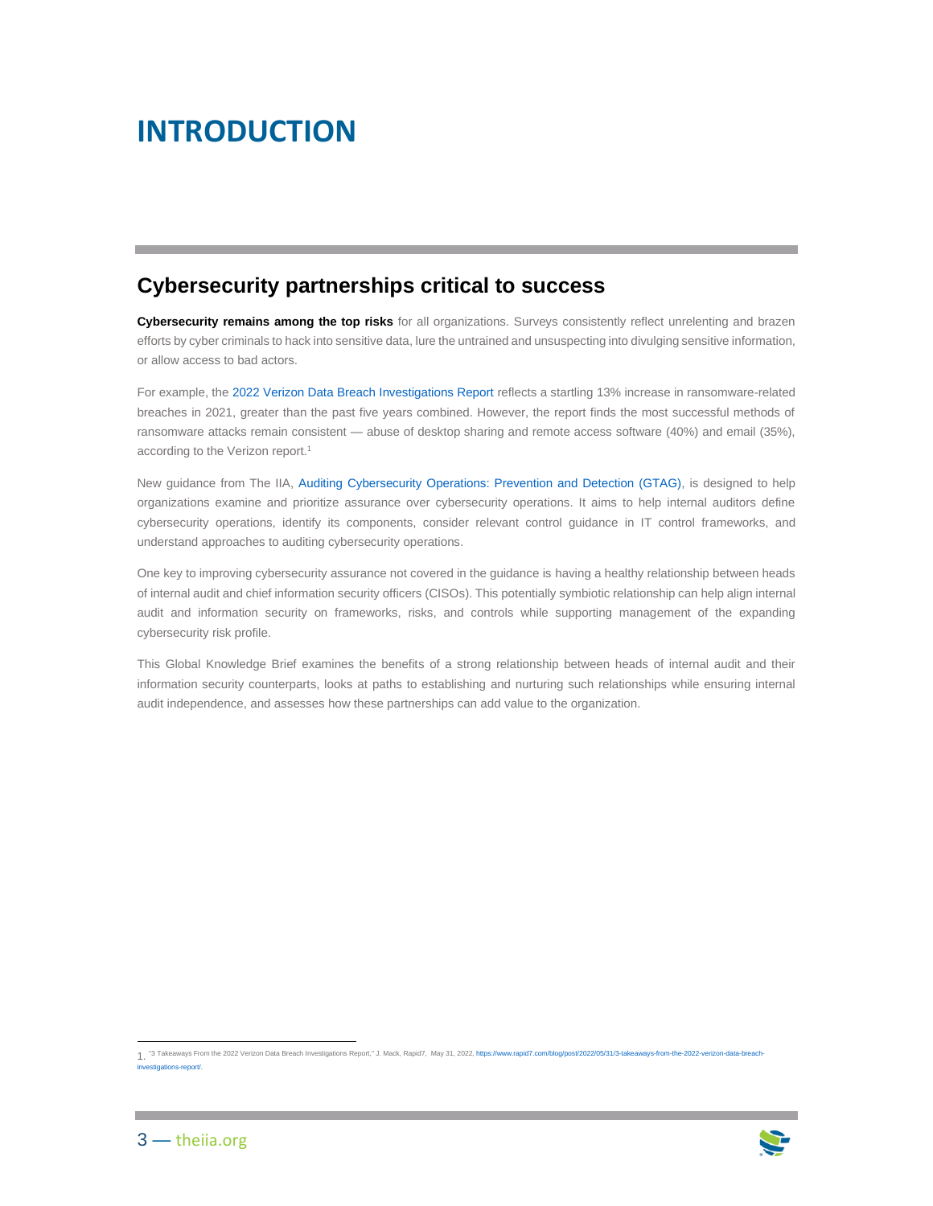# INTRODUCTION

## Cybersecurity partnerships critical to success

**Cybersecurity remains among the top risks** for all organizations. Surveys consistently reflect unrelenting and brazen efforts by cyber criminals to hack into sensitive data, lure the untrained and unsuspecting into divulging sensitive information, or allow access to bad actors.

For example, the 2022 Verizon Data Breach Investigations Report reflects a startling 13% increase in ransomware-related breaches in 2021, greater than the past five years combined. However, the report finds the most successful methods of ransomware attacks remain consistent — abuse of desktop sharing and remote access software (40%) and email (35%), according to the Verizon report.[1]

New guidance from The IIA, Auditing Cybersecurity Operations: Prevention and Detection (GTAG), is designed to help organizations examine and prioritize assurance over cybersecurity operations. It aims to help internal auditors define cybersecurity operations, identify its components, consider relevant control guidance in IT control frameworks, and understand approaches to auditing cybersecurity operations.

One key to improving cybersecurity assurance not covered in the guidance is having a healthy relationship between heads of internal audit and chief information security officers (CISOs). This potentially symbiotic relationship can help align internal audit and information security on frameworks, risks, and controls while supporting management of the expanding cybersecurity risk profile.

This Global Knowledge Brief examines the benefits of a strong relationship between heads of internal audit and their information security counterparts, looks at paths to establishing and nurturing such relationships while ensuring internal audit independence, and assesses how these partnerships can add value to the organization.

1. "3 Takeaways From the 2022 Verizon Data Breach Investigations Report," J. Mack, Rapid7, May 31, 2022, https://www.rapid7.com/blog/post/2022/05/31/3-takeaways-from-the-2022-verizon-data-breach-investigations-report/.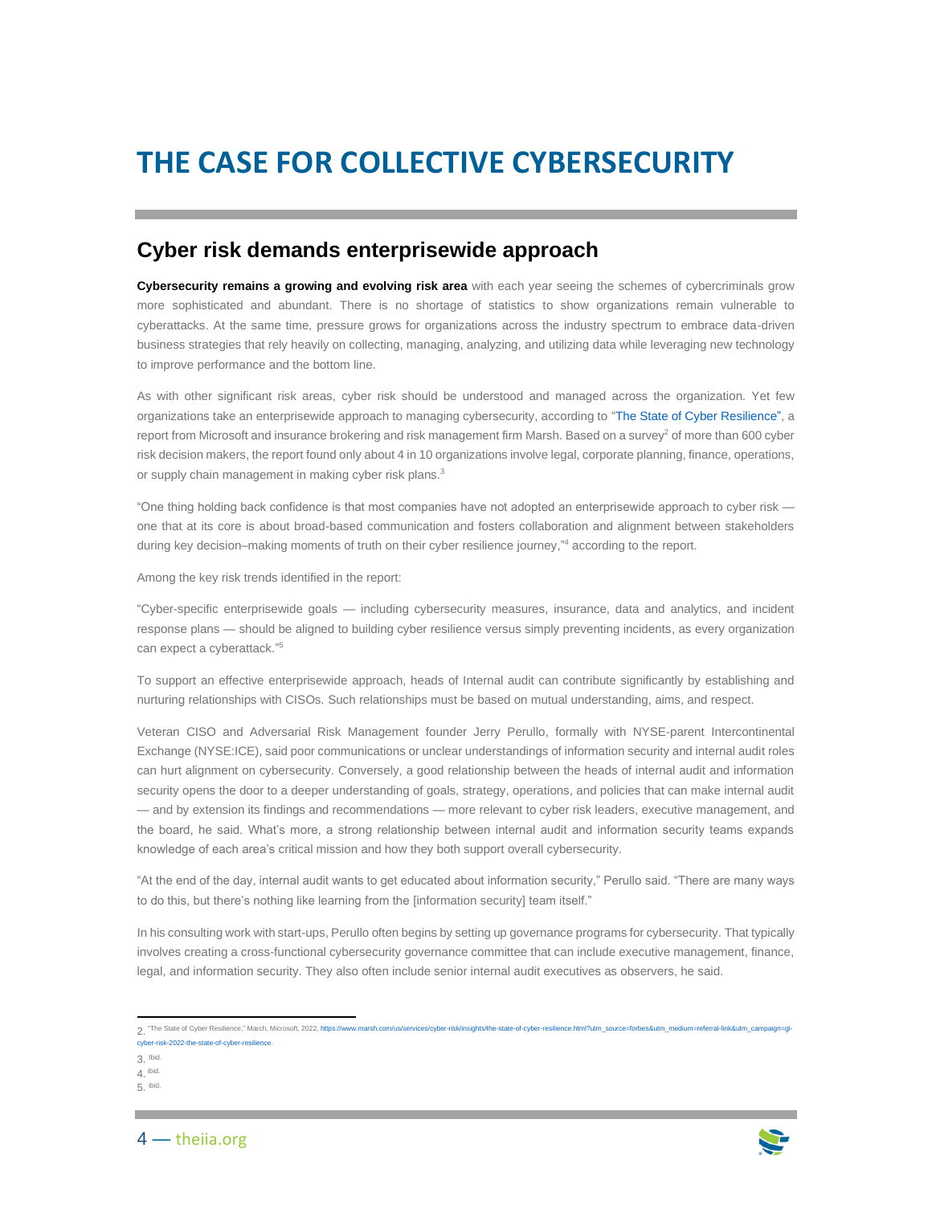# THE CASE FOR COLLECTIVE CYBERSECURITY

## Cyber risk demands enterprisewide approach

**Cybersecurity remains a growing and evolving risk area** with each year seeing the schemes of cybercriminals grow more sophisticated and abundant. There is no shortage of statistics to show organizations remain vulnerable to cyberattacks. At the same time, pressure grows for organizations across the industry spectrum to embrace data-driven business strategies that rely heavily on collecting, managing, analyzing, and utilizing data while leveraging new technology to improve performance and the bottom line.

As with other significant risk areas, cyber risk should be understood and managed across the organization. Yet few organizations take an enterprisewide approach to managing cybersecurity, according to "The State of Cyber Resilience", a report from Microsoft and insurance brokering and risk management firm Marsh. Based on a survey[2] of more than 600 cyber risk decision makers, the report found only about 4 in 10 organizations involve legal, corporate planning, finance, operations, or supply chain management in making cyber risk plans.[3]

"One thing holding back confidence is that most companies have not adopted an enterprisewide approach to cyber risk — one that at its core is about broad-based communication and fosters collaboration and alignment between stakeholders during key decision–making moments of truth on their cyber resilience journey,"[4] according to the report.

Among the key risk trends identified in the report:

"Cyber-specific enterprisewide goals — including cybersecurity measures, insurance, data and analytics, and incident response plans — should be aligned to building cyber resilience versus simply preventing incidents, as every organization can expect a cyberattack."[5]

To support an effective enterprisewide approach, heads of Internal audit can contribute significantly by establishing and nurturing relationships with CISOs. Such relationships must be based on mutual understanding, aims, and respect.

Veteran CISO and Adversarial Risk Management founder Jerry Perullo, formally with NYSE-parent Intercontinental Exchange (NYSE:ICE), said poor communications or unclear understandings of information security and internal audit roles can hurt alignment on cybersecurity. Conversely, a good relationship between the heads of internal audit and information security opens the door to a deeper understanding of goals, strategy, operations, and policies that can make internal audit — and by extension its findings and recommendations — more relevant to cyber risk leaders, executive management, and the board, he said. What's more, a strong relationship between internal audit and information security teams expands knowledge of each area's critical mission and how they both support overall cybersecurity.

"At the end of the day, internal audit wants to get educated about information security," Perullo said. "There are many ways to do this, but there's nothing like learning from the [information security] team itself."

In his consulting work with start-ups, Perullo often begins by setting up governance programs for cybersecurity. That typically involves creating a cross-functional cybersecurity governance committee that can include executive management, finance, legal, and information security. They also often include senior internal audit executives as observers, he said.

---

2. "The State of Cyber Resilience," March, Microsoft, 2022, https://www.marsh.com/us/services/cyber-risk/insights/the-state-of-cyber-resilience.html?utm_source=forbes&utm_medium=referral-link&utm_campaign=gl-cyber-risk-2022-the-state-of-cyber-resilience.

3. Ibid.

4. ibid.

5. ibid.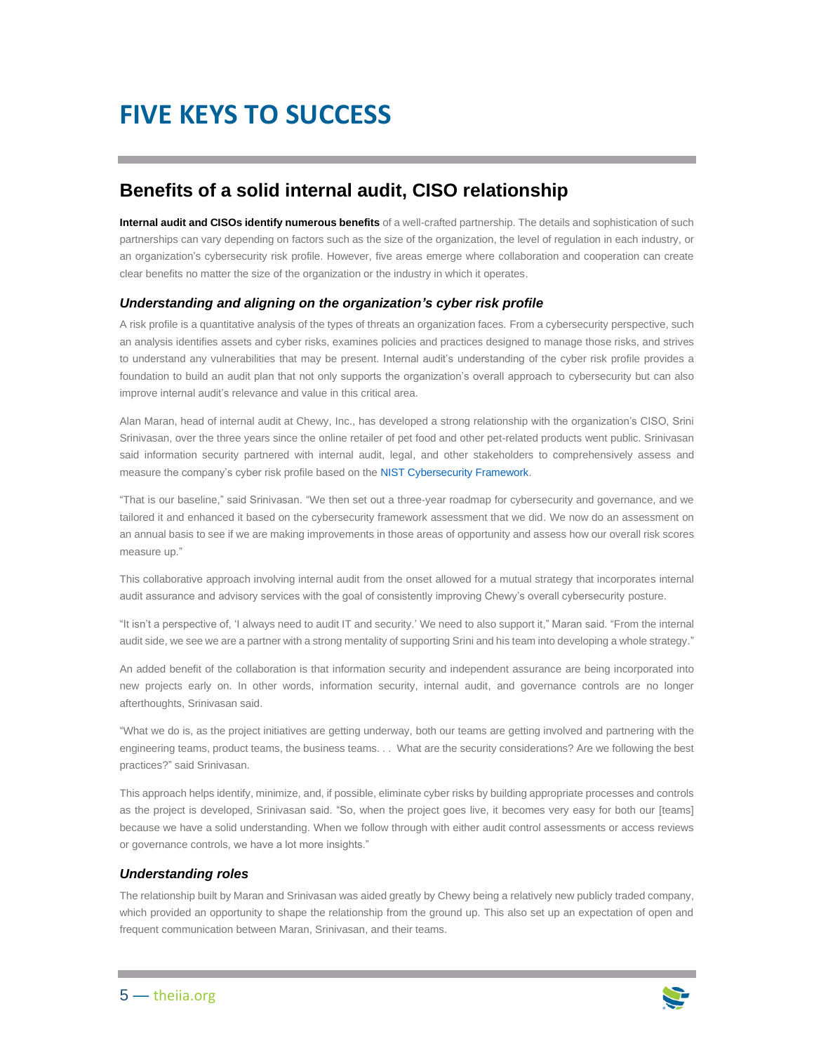# FIVE KEYS TO SUCCESS

## Benefits of a solid internal audit, CISO relationship

**Internal audit and CISOs identify numerous benefits** of a well-crafted partnership. The details and sophistication of such partnerships can vary depending on factors such as the size of the organization, the level of regulation in each industry, or an organization's cybersecurity risk profile. However, five areas emerge where collaboration and cooperation can create clear benefits no matter the size of the organization or the industry in which it operates.

### *Understanding and aligning on the organization's cyber risk profile*

A risk profile is a quantitative analysis of the types of threats an organization faces. From a cybersecurity perspective, such an analysis identifies assets and cyber risks, examines policies and practices designed to manage those risks, and strives to understand any vulnerabilities that may be present. Internal audit's understanding of the cyber risk profile provides a foundation to build an audit plan that not only supports the organization's overall approach to cybersecurity but can also improve internal audit's relevance and value in this critical area.

Alan Maran, head of internal audit at Chewy, Inc., has developed a strong relationship with the organization's CISO, Srini Srinivasan, over the three years since the online retailer of pet food and other pet-related products went public. Srinivasan said information security partnered with internal audit, legal, and other stakeholders to comprehensively assess and measure the company's cyber risk profile based on the NIST Cybersecurity Framework.

"That is our baseline," said Srinivasan. "We then set out a three-year roadmap for cybersecurity and governance, and we tailored it and enhanced it based on the cybersecurity framework assessment that we did. We now do an assessment on an annual basis to see if we are making improvements in those areas of opportunity and assess how our overall risk scores measure up."

This collaborative approach involving internal audit from the onset allowed for a mutual strategy that incorporates internal audit assurance and advisory services with the goal of consistently improving Chewy's overall cybersecurity posture.

"It isn't a perspective of, 'I always need to audit IT and security.' We need to also support it," Maran said. "From the internal audit side, we see we are a partner with a strong mentality of supporting Srini and his team into developing a whole strategy."

An added benefit of the collaboration is that information security and independent assurance are being incorporated into new projects early on. In other words, information security, internal audit, and governance controls are no longer afterthoughts, Srinivasan said.

"What we do is, as the project initiatives are getting underway, both our teams are getting involved and partnering with the engineering teams, product teams, the business teams. . . What are the security considerations? Are we following the best practices?" said Srinivasan.

This approach helps identify, minimize, and, if possible, eliminate cyber risks by building appropriate processes and controls as the project is developed, Srinivasan said. "So, when the project goes live, it becomes very easy for both our [teams] because we have a solid understanding. When we follow through with either audit control assessments or access reviews or governance controls, we have a lot more insights."

### *Understanding roles*

The relationship built by Maran and Srinivasan was aided greatly by Chewy being a relatively new publicly traded company, which provided an opportunity to shape the relationship from the ground up. This also set up an expectation of open and frequent communication between Maran, Srinivasan, and their teams.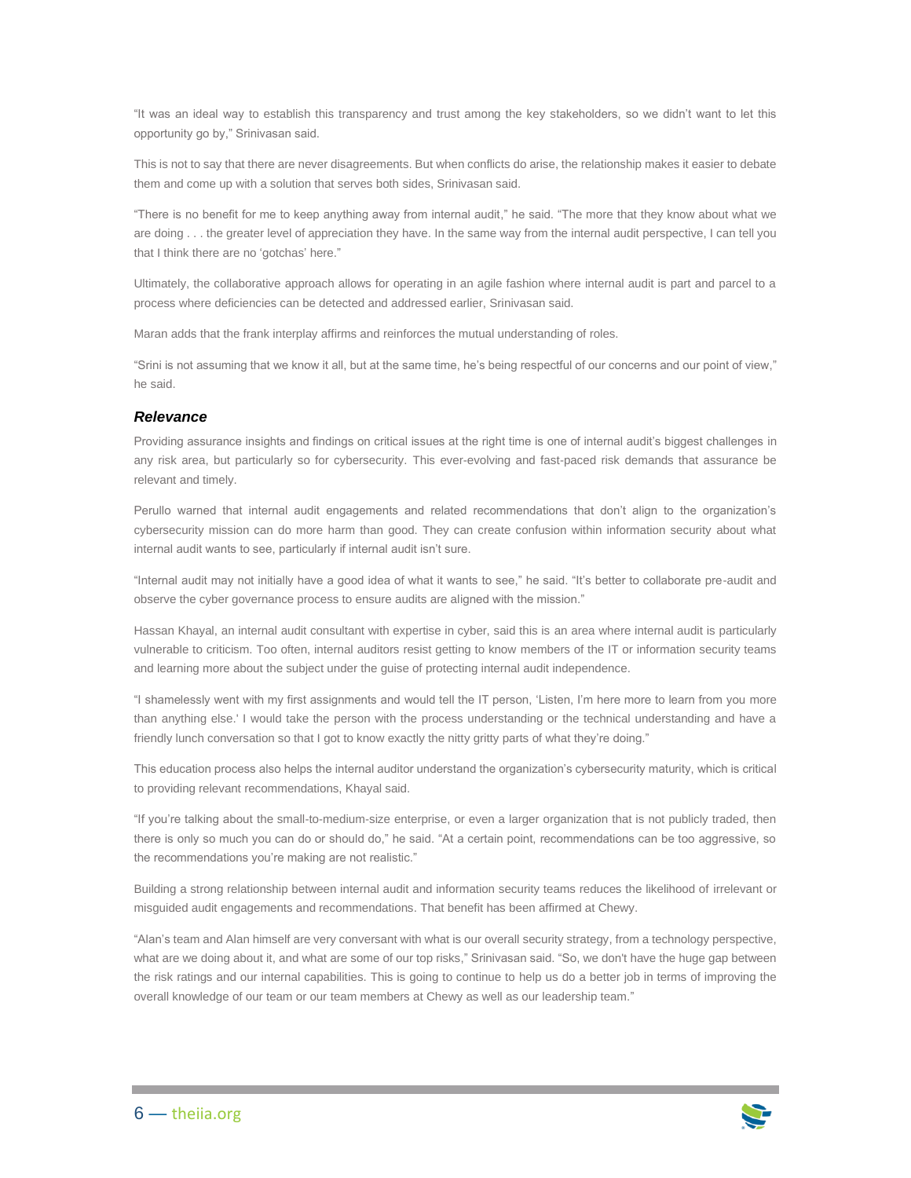"It was an ideal way to establish this transparency and trust among the key stakeholders, so we didn't want to let this opportunity go by," Srinivasan said.

This is not to say that there are never disagreements. But when conflicts do arise, the relationship makes it easier to debate them and come up with a solution that serves both sides, Srinivasan said.

"There is no benefit for me to keep anything away from internal audit," he said. "The more that they know about what we are doing . . . the greater level of appreciation they have. In the same way from the internal audit perspective, I can tell you that I think there are no 'gotchas' here."

Ultimately, the collaborative approach allows for operating in an agile fashion where internal audit is part and parcel to a process where deficiencies can be detected and addressed earlier, Srinivasan said.

Maran adds that the frank interplay affirms and reinforces the mutual understanding of roles.

"Srini is not assuming that we know it all, but at the same time, he's being respectful of our concerns and our point of view," he said.

### *Relevance*

Providing assurance insights and findings on critical issues at the right time is one of internal audit's biggest challenges in any risk area, but particularly so for cybersecurity. This ever-evolving and fast-paced risk demands that assurance be relevant and timely.

Perullo warned that internal audit engagements and related recommendations that don't align to the organization's cybersecurity mission can do more harm than good. They can create confusion within information security about what internal audit wants to see, particularly if internal audit isn't sure.

"Internal audit may not initially have a good idea of what it wants to see," he said. "It's better to collaborate pre-audit and observe the cyber governance process to ensure audits are aligned with the mission."

Hassan Khayal, an internal audit consultant with expertise in cyber, said this is an area where internal audit is particularly vulnerable to criticism. Too often, internal auditors resist getting to know members of the IT or information security teams and learning more about the subject under the guise of protecting internal audit independence.

"I shamelessly went with my first assignments and would tell the IT person, 'Listen, I'm here more to learn from you more than anything else.' I would take the person with the process understanding or the technical understanding and have a friendly lunch conversation so that I got to know exactly the nitty gritty parts of what they're doing."

This education process also helps the internal auditor understand the organization's cybersecurity maturity, which is critical to providing relevant recommendations, Khayal said.

"If you're talking about the small-to-medium-size enterprise, or even a larger organization that is not publicly traded, then there is only so much you can do or should do," he said. "At a certain point, recommendations can be too aggressive, so the recommendations you're making are not realistic."

Building a strong relationship between internal audit and information security teams reduces the likelihood of irrelevant or misguided audit engagements and recommendations. That benefit has been affirmed at Chewy.

"Alan's team and Alan himself are very conversant with what is our overall security strategy, from a technology perspective, what are we doing about it, and what are some of our top risks," Srinivasan said. "So, we don't have the huge gap between the risk ratings and our internal capabilities. This is going to continue to help us do a better job in terms of improving the overall knowledge of our team or our team members at Chewy as well as our leadership team."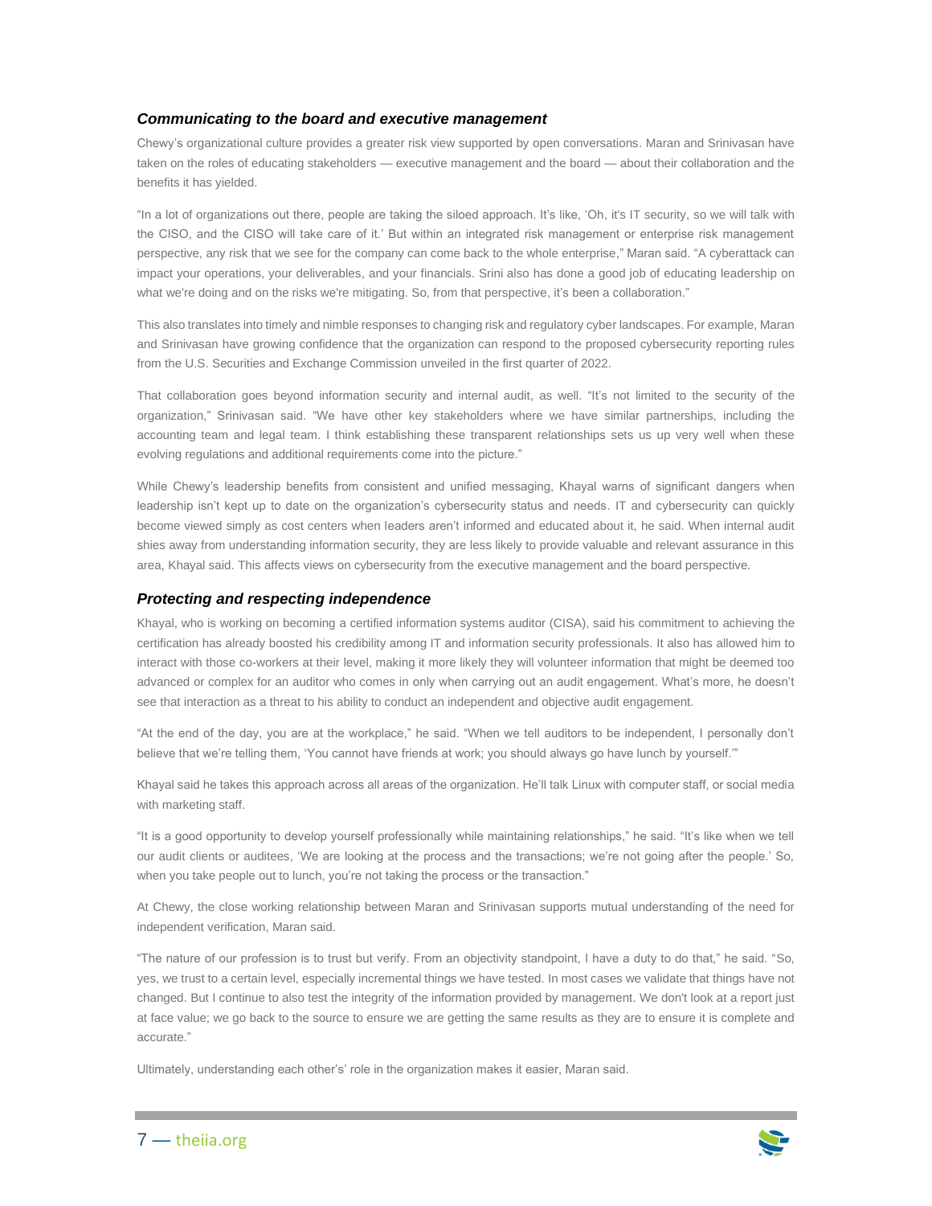### *Communicating to the board and executive management*

Chewy's organizational culture provides a greater risk view supported by open conversations. Maran and Srinivasan have taken on the roles of educating stakeholders — executive management and the board — about their collaboration and the benefits it has yielded.

"In a lot of organizations out there, people are taking the siloed approach. It's like, 'Oh, it's IT security, so we will talk with the CISO, and the CISO will take care of it.' But within an integrated risk management or enterprise risk management perspective, any risk that we see for the company can come back to the whole enterprise," Maran said. "A cyberattack can impact your operations, your deliverables, and your financials. Srini also has done a good job of educating leadership on what we're doing and on the risks we're mitigating. So, from that perspective, it's been a collaboration."

This also translates into timely and nimble responses to changing risk and regulatory cyber landscapes. For example, Maran and Srinivasan have growing confidence that the organization can respond to the proposed cybersecurity reporting rules from the U.S. Securities and Exchange Commission unveiled in the first quarter of 2022.

That collaboration goes beyond information security and internal audit, as well. "It's not limited to the security of the organization," Srinivasan said. "We have other key stakeholders where we have similar partnerships, including the accounting team and legal team. I think establishing these transparent relationships sets us up very well when these evolving regulations and additional requirements come into the picture."

While Chewy's leadership benefits from consistent and unified messaging, Khayal warns of significant dangers when leadership isn't kept up to date on the organization's cybersecurity status and needs. IT and cybersecurity can quickly become viewed simply as cost centers when leaders aren't informed and educated about it, he said. When internal audit shies away from understanding information security, they are less likely to provide valuable and relevant assurance in this area, Khayal said. This affects views on cybersecurity from the executive management and the board perspective.

### *Protecting and respecting independence*

Khayal, who is working on becoming a certified information systems auditor (CISA), said his commitment to achieving the certification has already boosted his credibility among IT and information security professionals. It also has allowed him to interact with those co-workers at their level, making it more likely they will volunteer information that might be deemed too advanced or complex for an auditor who comes in only when carrying out an audit engagement. What's more, he doesn't see that interaction as a threat to his ability to conduct an independent and objective audit engagement.

"At the end of the day, you are at the workplace," he said. "When we tell auditors to be independent, I personally don't believe that we're telling them, 'You cannot have friends at work; you should always go have lunch by yourself.'"

Khayal said he takes this approach across all areas of the organization. He'll talk Linux with computer staff, or social media with marketing staff.

"It is a good opportunity to develop yourself professionally while maintaining relationships," he said. "It's like when we tell our audit clients or auditees, 'We are looking at the process and the transactions; we're not going after the people.' So, when you take people out to lunch, you're not taking the process or the transaction."

At Chewy, the close working relationship between Maran and Srinivasan supports mutual understanding of the need for independent verification, Maran said.

"The nature of our profession is to trust but verify. From an objectivity standpoint, I have a duty to do that," he said. "So, yes, we trust to a certain level, especially incremental things we have tested. In most cases we validate that things have not changed. But I continue to also test the integrity of the information provided by management. We don't look at a report just at face value; we go back to the source to ensure we are getting the same results as they are to ensure it is complete and accurate."

Ultimately, understanding each other's' role in the organization makes it easier, Maran said.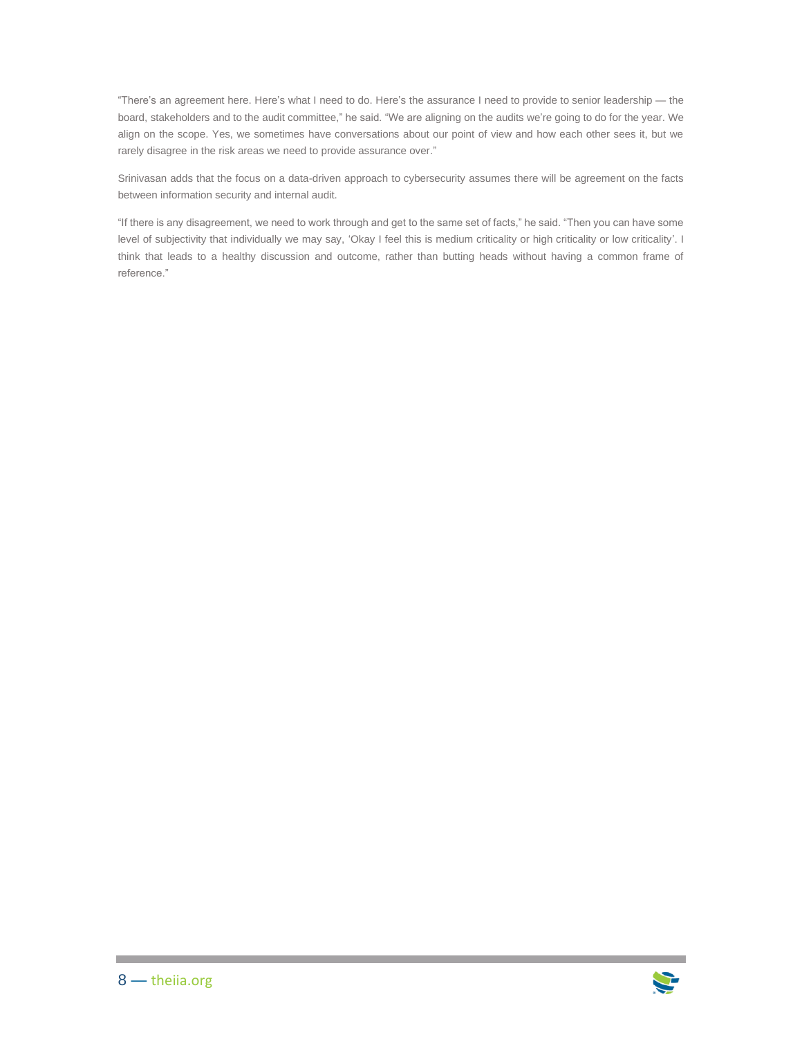"There's an agreement here. Here's what I need to do. Here's the assurance I need to provide to senior leadership — the board, stakeholders and to the audit committee," he said. "We are aligning on the audits we're going to do for the year. We align on the scope. Yes, we sometimes have conversations about our point of view and how each other sees it, but we rarely disagree in the risk areas we need to provide assurance over."

Srinivasan adds that the focus on a data-driven approach to cybersecurity assumes there will be agreement on the facts between information security and internal audit.

"If there is any disagreement, we need to work through and get to the same set of facts," he said. "Then you can have some level of subjectivity that individually we may say, 'Okay I feel this is medium criticality or high criticality or low criticality'. I think that leads to a healthy discussion and outcome, rather than butting heads without having a common frame of reference."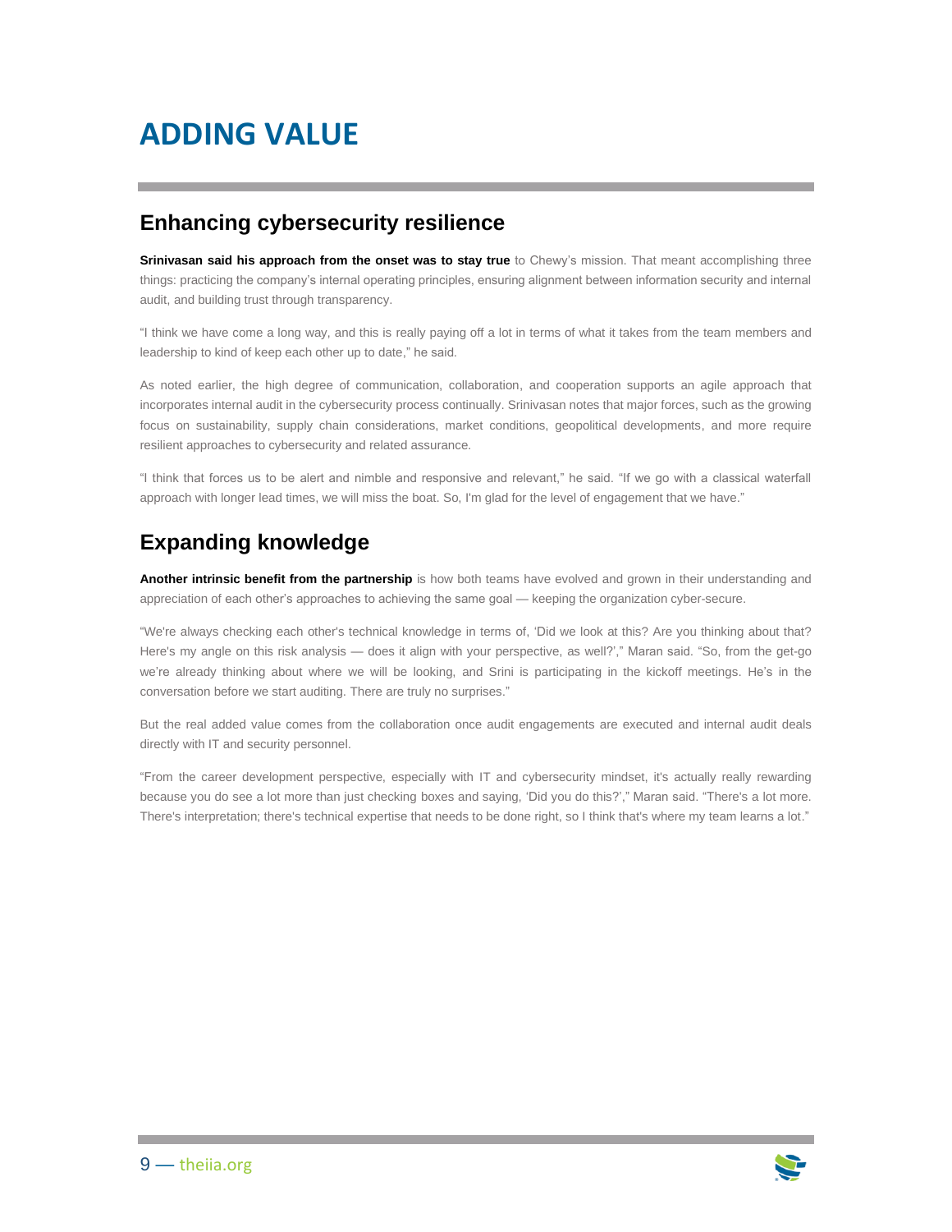# ADDING VALUE

## Enhancing cybersecurity resilience

**Srinivasan said his approach from the onset was to stay true** to Chewy's mission. That meant accomplishing three things: practicing the company's internal operating principles, ensuring alignment between information security and internal audit, and building trust through transparency.

"I think we have come a long way, and this is really paying off a lot in terms of what it takes from the team members and leadership to kind of keep each other up to date," he said.

As noted earlier, the high degree of communication, collaboration, and cooperation supports an agile approach that incorporates internal audit in the cybersecurity process continually. Srinivasan notes that major forces, such as the growing focus on sustainability, supply chain considerations, market conditions, geopolitical developments, and more require resilient approaches to cybersecurity and related assurance.

"I think that forces us to be alert and nimble and responsive and relevant," he said. "If we go with a classical waterfall approach with longer lead times, we will miss the boat. So, I'm glad for the level of engagement that we have."

## Expanding knowledge

**Another intrinsic benefit from the partnership** is how both teams have evolved and grown in their understanding and appreciation of each other's approaches to achieving the same goal — keeping the organization cyber-secure.

"We're always checking each other's technical knowledge in terms of, 'Did we look at this? Are you thinking about that? Here's my angle on this risk analysis — does it align with your perspective, as well?'," Maran said. "So, from the get-go we're already thinking about where we will be looking, and Srini is participating in the kickoff meetings. He's in the conversation before we start auditing. There are truly no surprises."

But the real added value comes from the collaboration once audit engagements are executed and internal audit deals directly with IT and security personnel.

"From the career development perspective, especially with IT and cybersecurity mindset, it's actually really rewarding because you do see a lot more than just checking boxes and saying, 'Did you do this?'," Maran said. "There's a lot more. There's interpretation; there's technical expertise that needs to be done right, so I think that's where my team learns a lot."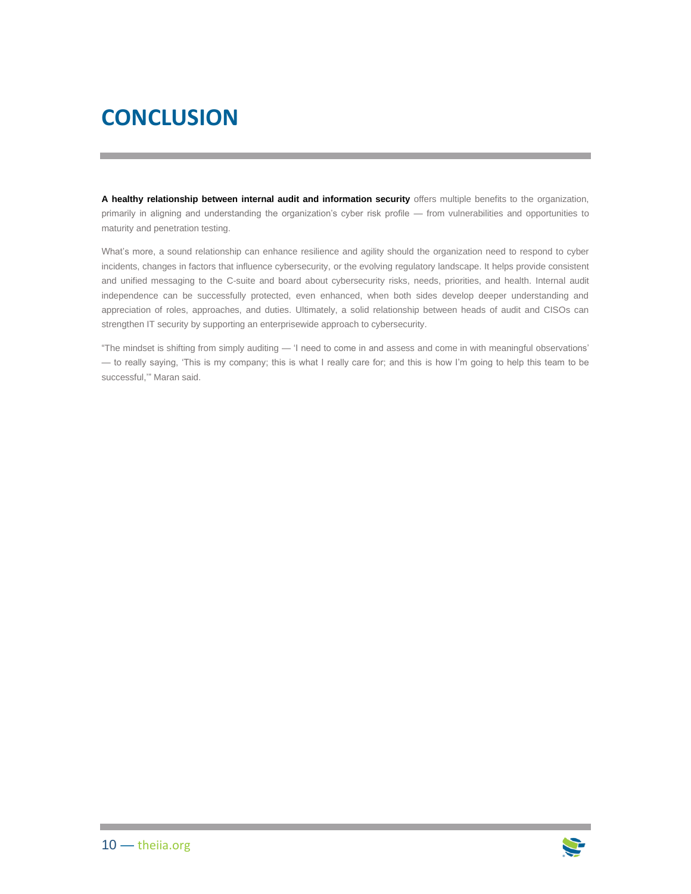# CONCLUSION

**A healthy relationship between internal audit and information security** offers multiple benefits to the organization, primarily in aligning and understanding the organization's cyber risk profile — from vulnerabilities and opportunities to maturity and penetration testing.

What's more, a sound relationship can enhance resilience and agility should the organization need to respond to cyber incidents, changes in factors that influence cybersecurity, or the evolving regulatory landscape. It helps provide consistent and unified messaging to the C-suite and board about cybersecurity risks, needs, priorities, and health. Internal audit independence can be successfully protected, even enhanced, when both sides develop deeper understanding and appreciation of roles, approaches, and duties. Ultimately, a solid relationship between heads of audit and CISOs can strengthen IT security by supporting an enterprisewide approach to cybersecurity.

"The mindset is shifting from simply auditing — 'I need to come in and assess and come in with meaningful observations' — to really saying, 'This is my company; this is what I really care for; and this is how I'm going to help this team to be successful,'" Maran said.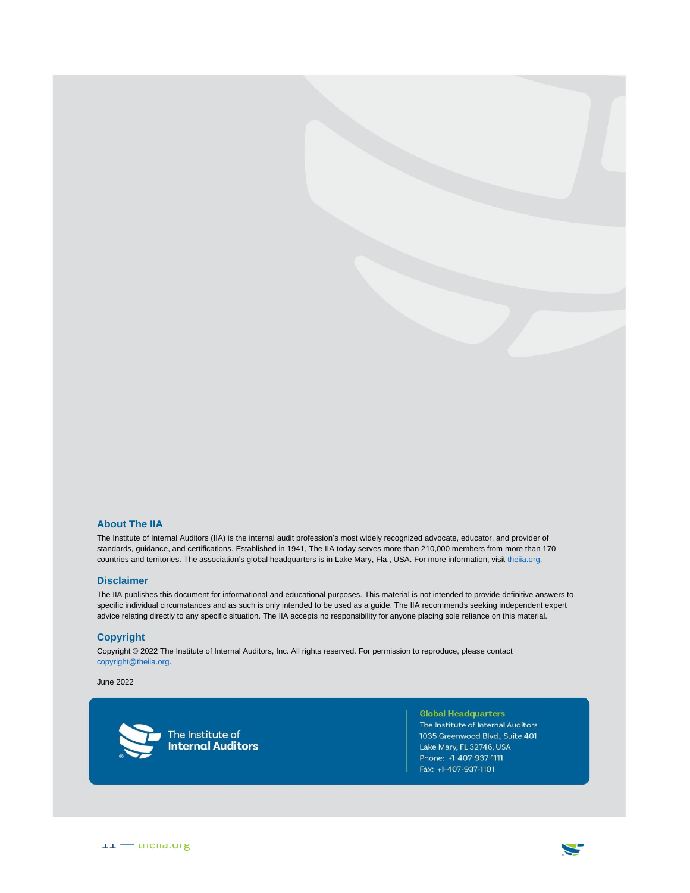## About The IIA

The Institute of Internal Auditors (IIA) is the internal audit profession's most widely recognized advocate, educator, and provider of standards, guidance, and certifications. Established in 1941, The IIA today serves more than 210,000 members from more than 170 countries and territories. The association's global headquarters is in Lake Mary, Fla., USA. For more information, visit theiia.org.

## Disclaimer

The IIA publishes this document for informational and educational purposes. This material is not intended to provide definitive answers to specific individual circumstances and as such is only intended to be used as a guide. The IIA recommends seeking independent expert advice relating directly to any specific situation. The IIA accepts no responsibility for anyone placing sole reliance on this material.

## Copyright

Copyright © 2022 The Institute of Internal Auditors, Inc. All rights reserved. For permission to reproduce, please contact copyright@theiia.org.

June 2022

The Institute of **Internal Auditors**

**Global Headquarters**
The Institute of Internal Auditors
1035 Greenwood Blvd., Suite 401
Lake Mary, FL 32746, USA
Phone: +1-407-937-1111
Fax: +1-407-937-1101